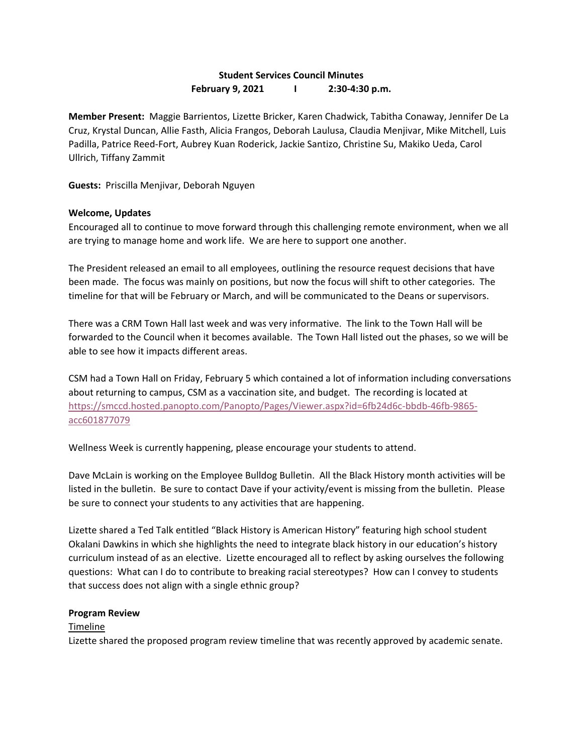**Student Services Council Minutes**
**February 9, 2021 | 2:30-4:30 p.m.**

**Member Present:** Maggie Barrientos, Lizette Bricker, Karen Chadwick, Tabitha Conaway, Jennifer De La Cruz, Krystal Duncan, Allie Fasth, Alicia Frangos, Deborah Laulusa, Claudia Menjivar, Mike Mitchell, Luis Padilla, Patrice Reed-Fort, Aubrey Kuan Roderick, Jackie Santizo, Christine Su, Makiko Ueda, Carol Ullrich, Tiffany Zammit

**Guests:** Priscilla Menjivar, Deborah Nguyen

**Welcome, Updates**

Encouraged all to continue to move forward through this challenging remote environment, when we all are trying to manage home and work life. We are here to support one another.

The President released an email to all employees, outlining the resource request decisions that have been made. The focus was mainly on positions, but now the focus will shift to other categories. The timeline for that will be February or March, and will be communicated to the Deans or supervisors.

There was a CRM Town Hall last week and was very informative. The link to the Town Hall will be forwarded to the Council when it becomes available. The Town Hall listed out the phases, so we will be able to see how it impacts different areas.

CSM had a Town Hall on Friday, February 5 which contained a lot of information including conversations about returning to campus, CSM as a vaccination site, and budget. The recording is located at https://smccd.hosted.panopto.com/Panopto/Pages/Viewer.aspx?id=6fb24d6c-bbdb-46fb-9865-acc601877079

Wellness Week is currently happening, please encourage your students to attend.

Dave McLain is working on the Employee Bulldog Bulletin. All the Black History month activities will be listed in the bulletin. Be sure to contact Dave if your activity/event is missing from the bulletin. Please be sure to connect your students to any activities that are happening.

Lizette shared a Ted Talk entitled "Black History is American History" featuring high school student Okalani Dawkins in which she highlights the need to integrate black history in our education's history curriculum instead of as an elective. Lizette encouraged all to reflect by asking ourselves the following questions: What can I do to contribute to breaking racial stereotypes? How can I convey to students that success does not align with a single ethnic group?

**Program Review**

Timeline

Lizette shared the proposed program review timeline that was recently approved by academic senate.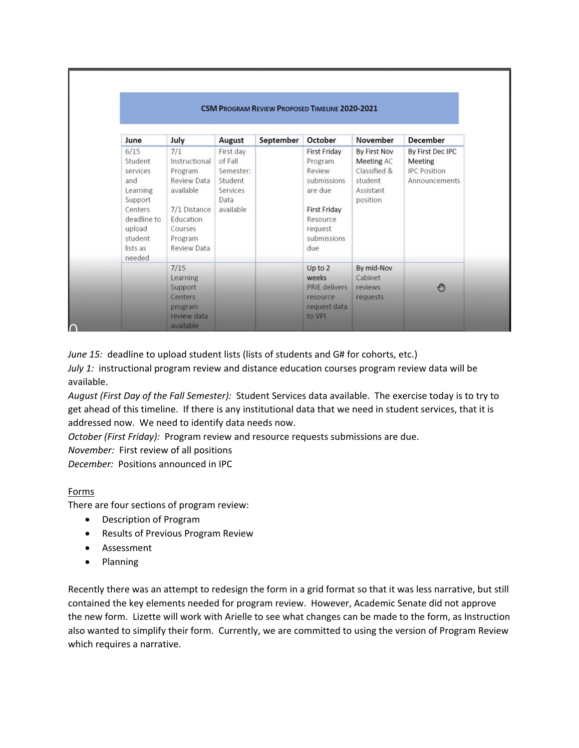**CSM Program Review Proposed Timeline 2020-2021**

| June | July | August | September | October | November | December |
|---|---|---|---|---|---|---|
| 6/15 Student services and Learning Support Centers deadline to upload student lists as needed | 7/1 Instructional Program Review Data available<br><br>7/1 Distance Education Courses Program Review Data | First day of Fall Semester: Student Services Data available | | First Friday Program Review submissions are due<br><br>First Friday Resource request submissions due | By First Nov Meeting AC Classified & student Assistant position | By First Dec IPC Meeting IPC Position Announcements |
| | 7/15 Learning Support Centers program review data available | | | Up to 2 weeks PRIE delivers resource request data to VPI | By mid-Nov Cabinet reviews requests | |

*June 15:* deadline to upload student lists (lists of students and G# for cohorts, etc.)
*July 1:* instructional program review and distance education courses program review data will be available.
*August (First Day of the Fall Semester):* Student Services data available. The exercise today is to try to get ahead of this timeline. If there is any institutional data that we need in student services, that it is addressed now. We need to identify data needs now.
*October (First Friday):* Program review and resource requests submissions are due.
*November:* First review of all positions
*December:* Positions announced in IPC

Forms

There are four sections of program review:

- Description of Program
- Results of Previous Program Review
- Assessment
- Planning

Recently there was an attempt to redesign the form in a grid format so that it was less narrative, but still contained the key elements needed for program review. However, Academic Senate did not approve the new form. Lizette will work with Arielle to see what changes can be made to the form, as Instruction also wanted to simplify their form. Currently, we are committed to using the version of Program Review which requires a narrative.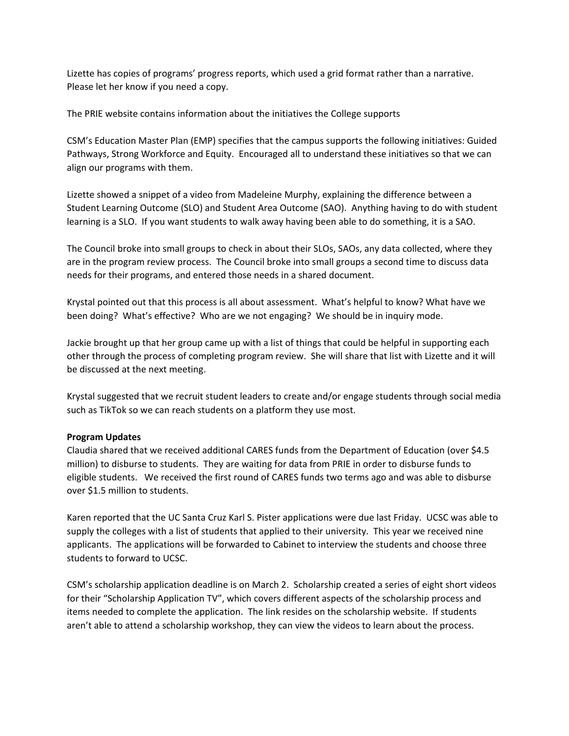Lizette has copies of programs' progress reports, which used a grid format rather than a narrative. Please let her know if you need a copy.

The PRIE website contains information about the initiatives the College supports

CSM's Education Master Plan (EMP) specifies that the campus supports the following initiatives: Guided Pathways, Strong Workforce and Equity. Encouraged all to understand these initiatives so that we can align our programs with them.

Lizette showed a snippet of a video from Madeleine Murphy, explaining the difference between a Student Learning Outcome (SLO) and Student Area Outcome (SAO). Anything having to do with student learning is a SLO. If you want students to walk away having been able to do something, it is a SAO.

The Council broke into small groups to check in about their SLOs, SAOs, any data collected, where they are in the program review process. The Council broke into small groups a second time to discuss data needs for their programs, and entered those needs in a shared document.

Krystal pointed out that this process is all about assessment. What's helpful to know? What have we been doing? What's effective? Who are we not engaging? We should be in inquiry mode.

Jackie brought up that her group came up with a list of things that could be helpful in supporting each other through the process of completing program review. She will share that list with Lizette and it will be discussed at the next meeting.

Krystal suggested that we recruit student leaders to create and/or engage students through social media such as TikTok so we can reach students on a platform they use most.

**Program Updates**

Claudia shared that we received additional CARES funds from the Department of Education (over $4.5 million) to disburse to students. They are waiting for data from PRIE in order to disburse funds to eligible students. We received the first round of CARES funds two terms ago and was able to disburse over $1.5 million to students.

Karen reported that the UC Santa Cruz Karl S. Pister applications were due last Friday. UCSC was able to supply the colleges with a list of students that applied to their university. This year we received nine applicants. The applications will be forwarded to Cabinet to interview the students and choose three students to forward to UCSC.

CSM's scholarship application deadline is on March 2. Scholarship created a series of eight short videos for their "Scholarship Application TV", which covers different aspects of the scholarship process and items needed to complete the application. The link resides on the scholarship website. If students aren't able to attend a scholarship workshop, they can view the videos to learn about the process.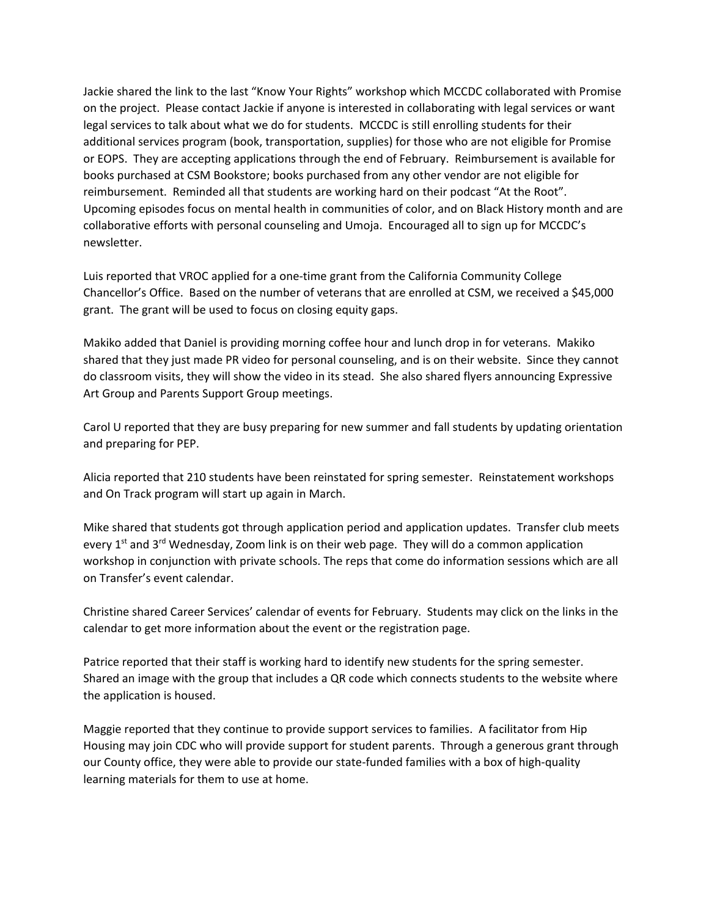Jackie shared the link to the last "Know Your Rights" workshop which MCCDC collaborated with Promise on the project. Please contact Jackie if anyone is interested in collaborating with legal services or want legal services to talk about what we do for students. MCCDC is still enrolling students for their additional services program (book, transportation, supplies) for those who are not eligible for Promise or EOPS. They are accepting applications through the end of February. Reimbursement is available for books purchased at CSM Bookstore; books purchased from any other vendor are not eligible for reimbursement. Reminded all that students are working hard on their podcast "At the Root". Upcoming episodes focus on mental health in communities of color, and on Black History month and are collaborative efforts with personal counseling and Umoja. Encouraged all to sign up for MCCDC's newsletter.

Luis reported that VROC applied for a one-time grant from the California Community College Chancellor's Office. Based on the number of veterans that are enrolled at CSM, we received a $45,000 grant. The grant will be used to focus on closing equity gaps.

Makiko added that Daniel is providing morning coffee hour and lunch drop in for veterans. Makiko shared that they just made PR video for personal counseling, and is on their website. Since they cannot do classroom visits, they will show the video in its stead. She also shared flyers announcing Expressive Art Group and Parents Support Group meetings.

Carol U reported that they are busy preparing for new summer and fall students by updating orientation and preparing for PEP.

Alicia reported that 210 students have been reinstated for spring semester. Reinstatement workshops and On Track program will start up again in March.

Mike shared that students got through application period and application updates. Transfer club meets every 1st and 3rd Wednesday, Zoom link is on their web page. They will do a common application workshop in conjunction with private schools. The reps that come do information sessions which are all on Transfer's event calendar.

Christine shared Career Services' calendar of events for February. Students may click on the links in the calendar to get more information about the event or the registration page.

Patrice reported that their staff is working hard to identify new students for the spring semester. Shared an image with the group that includes a QR code which connects students to the website where the application is housed.

Maggie reported that they continue to provide support services to families. A facilitator from Hip Housing may join CDC who will provide support for student parents. Through a generous grant through our County office, they were able to provide our state-funded families with a box of high-quality learning materials for them to use at home.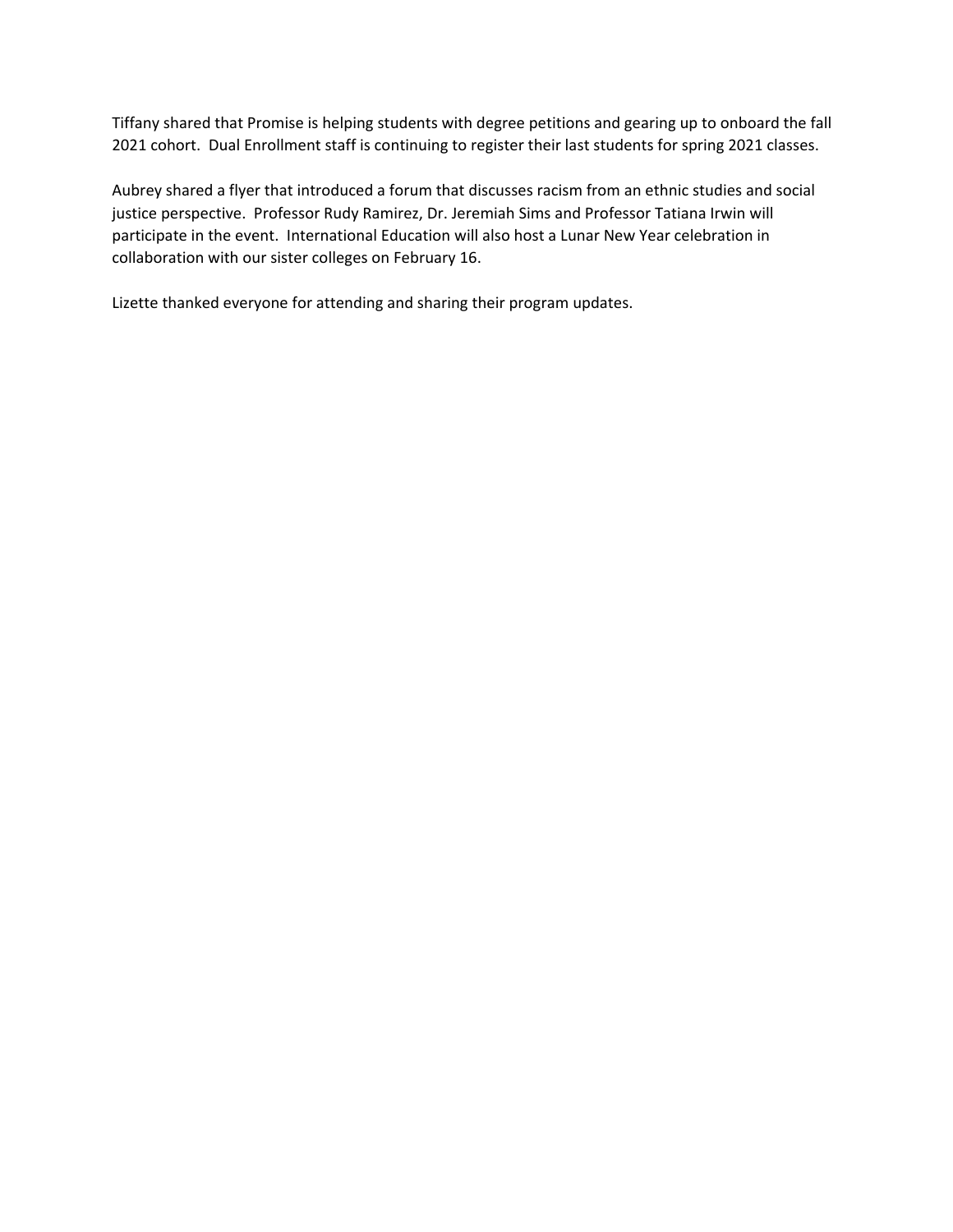Tiffany shared that Promise is helping students with degree petitions and gearing up to onboard the fall 2021 cohort. Dual Enrollment staff is continuing to register their last students for spring 2021 classes.

Aubrey shared a flyer that introduced a forum that discusses racism from an ethnic studies and social justice perspective. Professor Rudy Ramirez, Dr. Jeremiah Sims and Professor Tatiana Irwin will participate in the event. International Education will also host a Lunar New Year celebration in collaboration with our sister colleges on February 16.

Lizette thanked everyone for attending and sharing their program updates.